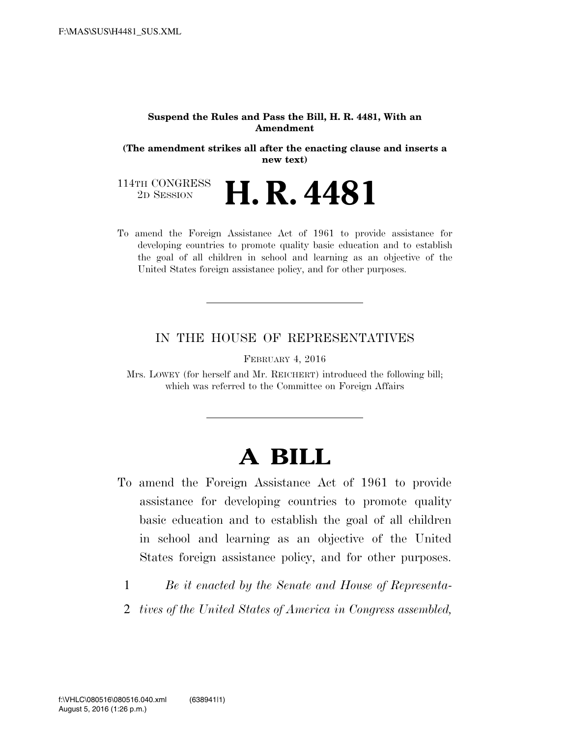**Suspend the Rules and Pass the Bill, H. R. 4481, With an Amendment**

**(The amendment strikes all after the enacting clause and inserts a new text)**

114TH CONGRESS
2D SESSION

# H. R. 4481

To amend the Foreign Assistance Act of 1961 to provide assistance for developing countries to promote quality basic education and to establish the goal of all children in school and learning as an objective of the United States foreign assistance policy, and for other purposes.

---

IN THE HOUSE OF REPRESENTATIVES

FEBRUARY 4, 2016

Mrs. LOWEY (for herself and Mr. REICHERT) introduced the following bill; which was referred to the Committee on Foreign Affairs

---

# A BILL

To amend the Foreign Assistance Act of 1961 to provide assistance for developing countries to promote quality basic education and to establish the goal of all children in school and learning as an objective of the United States foreign assistance policy, and for other purposes.

1 *Be it enacted by the Senate and House of Representa-*
2 *tives of the United States of America in Congress assembled,*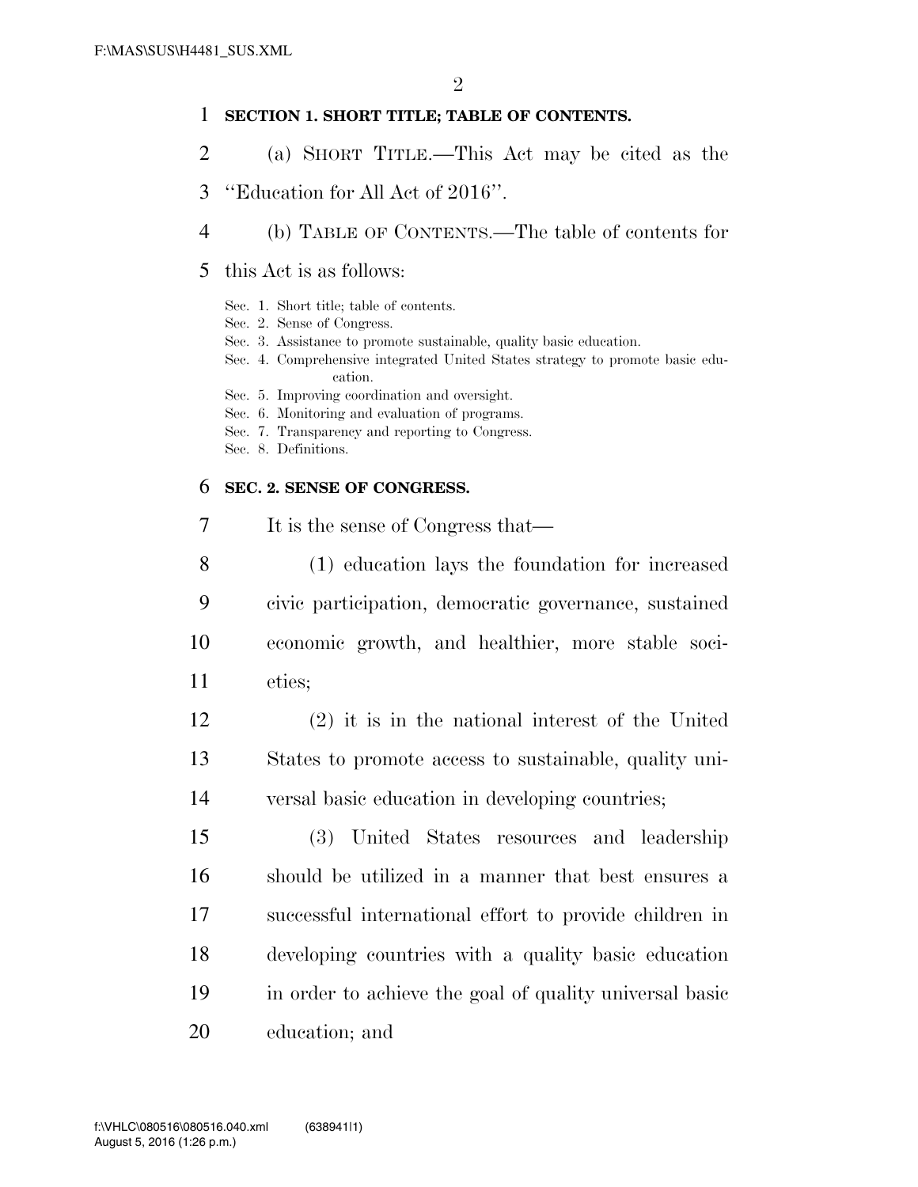**SECTION 1. SHORT TITLE; TABLE OF CONTENTS.**

(a) SHORT TITLE.—This Act may be cited as the "Education for All Act of 2016".

(b) TABLE OF CONTENTS.—The table of contents for this Act is as follows:

Sec. 1. Short title; table of contents.
Sec. 2. Sense of Congress.
Sec. 3. Assistance to promote sustainable, quality basic education.
Sec. 4. Comprehensive integrated United States strategy to promote basic education.
Sec. 5. Improving coordination and oversight.
Sec. 6. Monitoring and evaluation of programs.
Sec. 7. Transparency and reporting to Congress.
Sec. 8. Definitions.

**SEC. 2. SENSE OF CONGRESS.**

It is the sense of Congress that—

(1) education lays the foundation for increased civic participation, democratic governance, sustained economic growth, and healthier, more stable societies;

(2) it is in the national interest of the United States to promote access to sustainable, quality universal basic education in developing countries;

(3) United States resources and leadership should be utilized in a manner that best ensures a successful international effort to provide children in developing countries with a quality basic education in order to achieve the goal of quality universal basic education; and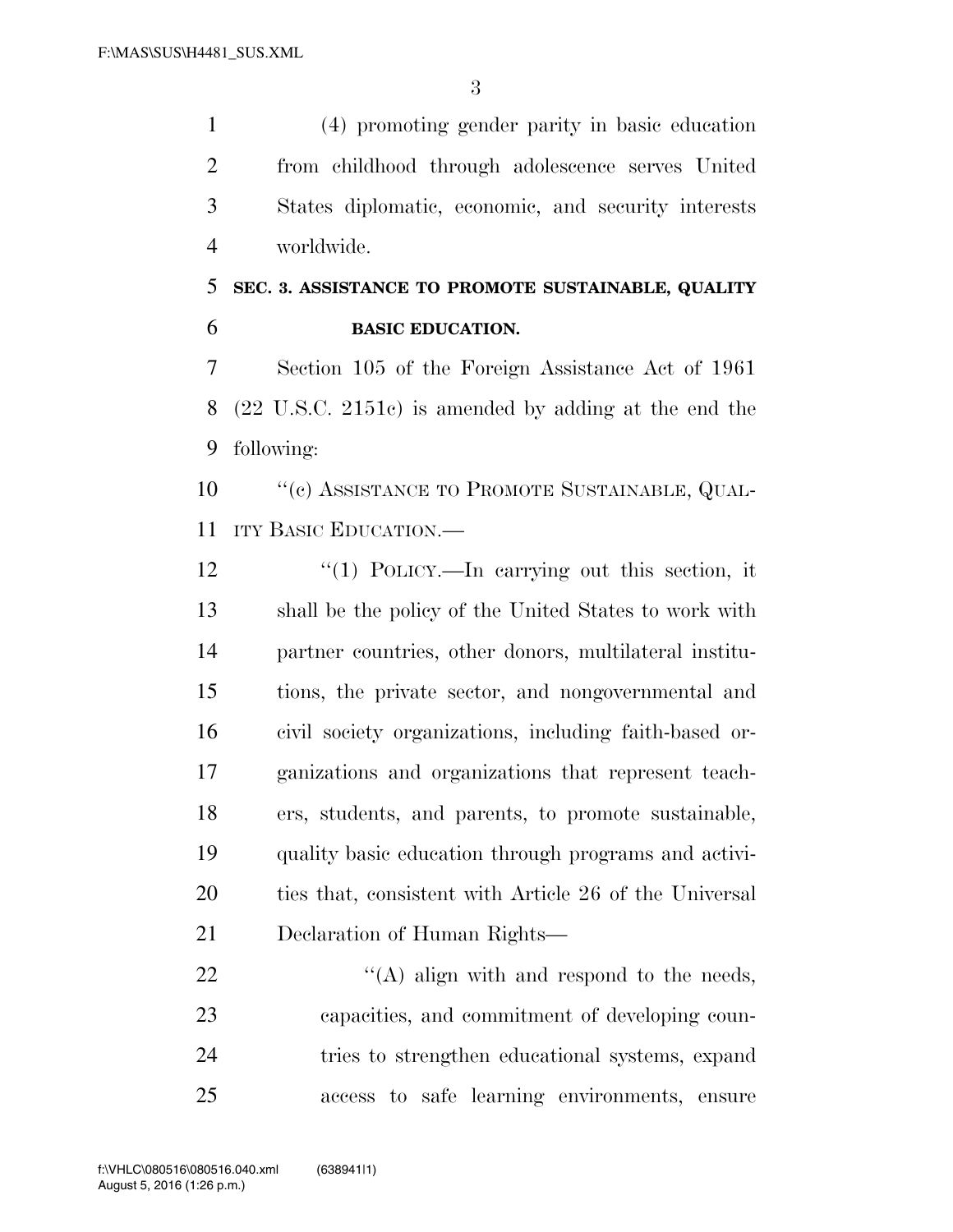(4) promoting gender parity in basic education from childhood through adolescence serves United States diplomatic, economic, and security interests worldwide.

**SEC. 3. ASSISTANCE TO PROMOTE SUSTAINABLE, QUALITY BASIC EDUCATION.**

Section 105 of the Foreign Assistance Act of 1961 (22 U.S.C. 2151c) is amended by adding at the end the following:

''(c) ASSISTANCE TO PROMOTE SUSTAINABLE, QUALITY BASIC EDUCATION.—

''(1) POLICY.—In carrying out this section, it shall be the policy of the United States to work with partner countries, other donors, multilateral institutions, the private sector, and nongovernmental and civil society organizations, including faith-based organizations and organizations that represent teachers, students, and parents, to promote sustainable, quality basic education through programs and activities that, consistent with Article 26 of the Universal Declaration of Human Rights—

''(A) align with and respond to the needs, capacities, and commitment of developing countries to strengthen educational systems, expand access to safe learning environments, ensure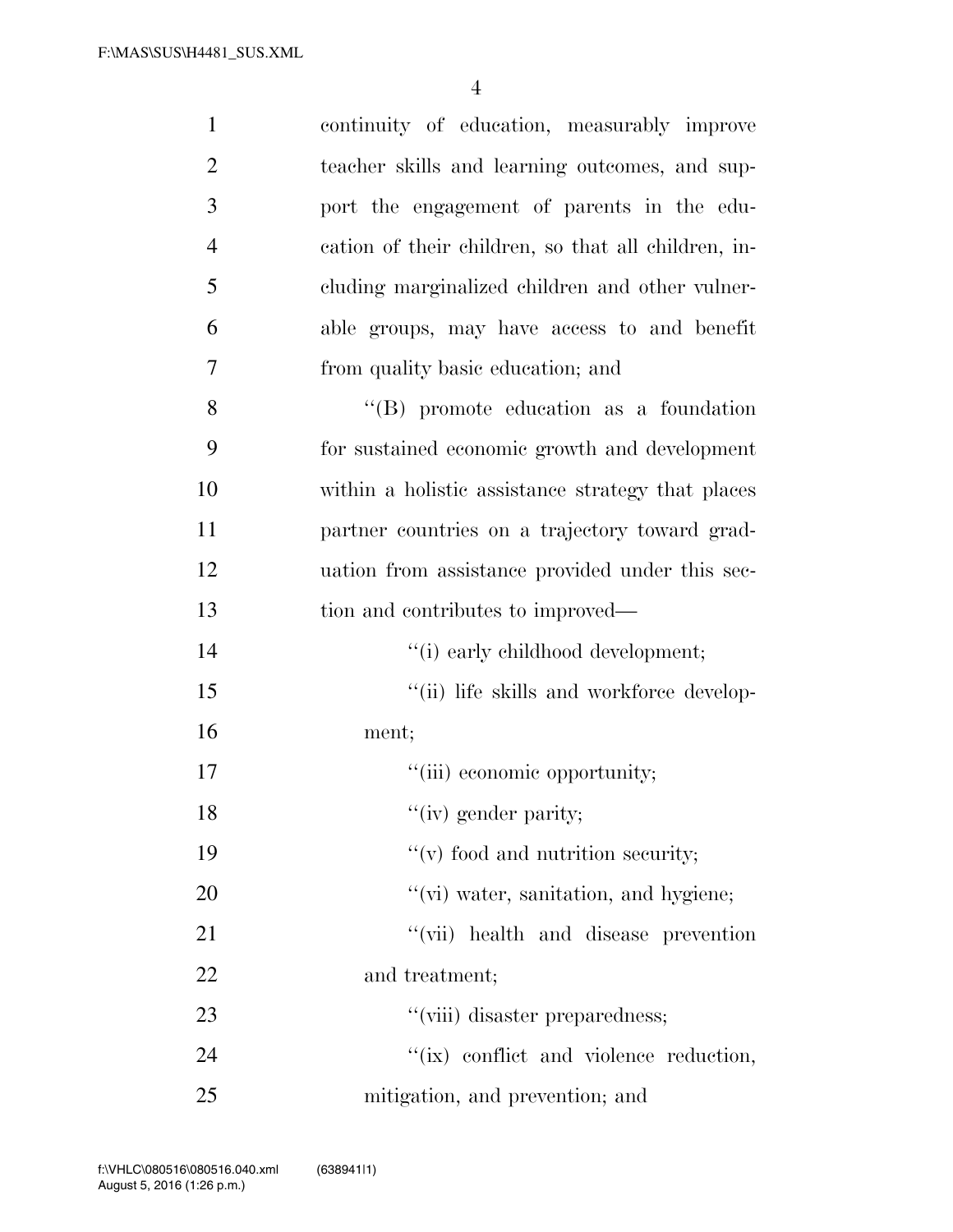continuity of education, measurably improve teacher skills and learning outcomes, and support the engagement of parents in the education of their children, so that all children, including marginalized children and other vulnerable groups, may have access to and benefit from quality basic education; and

"(B) promote education as a foundation for sustained economic growth and development within a holistic assistance strategy that places partner countries on a trajectory toward graduation from assistance provided under this section and contributes to improved—

"(i) early childhood development;

"(ii) life skills and workforce development;

"(iii) economic opportunity;

"(iv) gender parity;

"(v) food and nutrition security;

"(vi) water, sanitation, and hygiene;

"(vii) health and disease prevention and treatment;

"(viii) disaster preparedness;

"(ix) conflict and violence reduction, mitigation, and prevention; and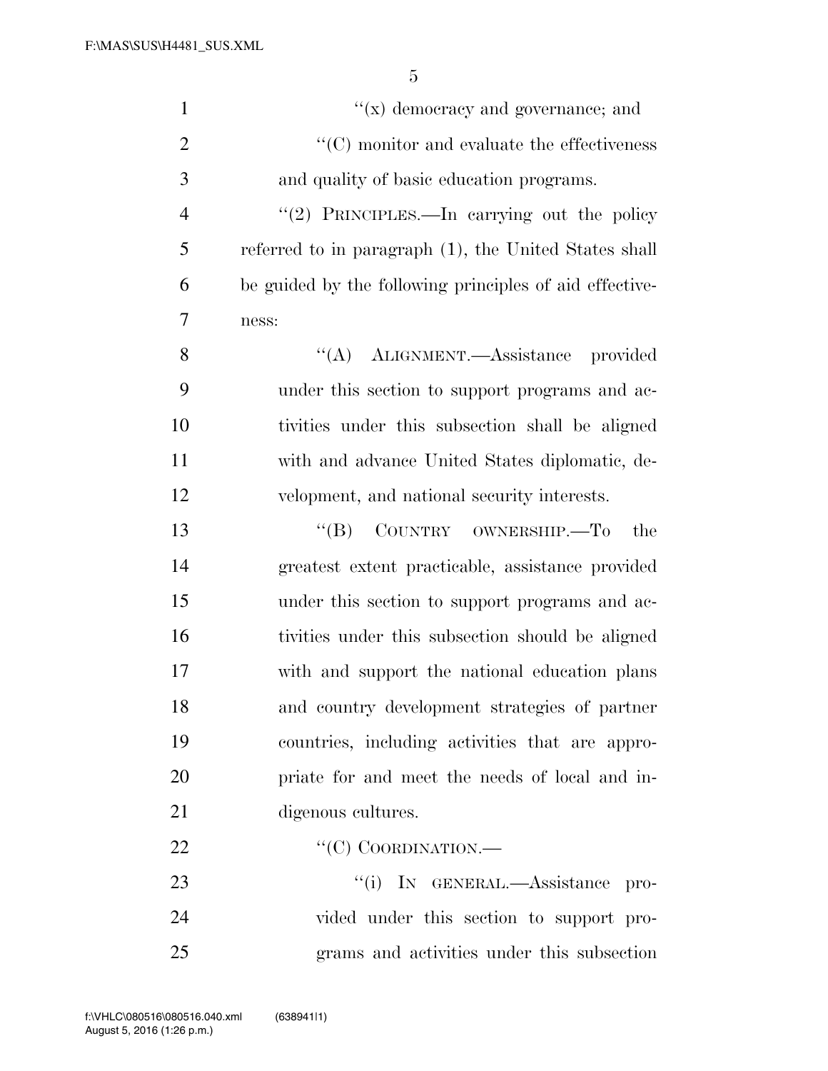''(x) democracy and governance; and

''(C) monitor and evaluate the effectiveness and quality of basic education programs.

''(2) PRINCIPLES.—In carrying out the policy referred to in paragraph (1), the United States shall be guided by the following principles of aid effectiveness:

''(A) ALIGNMENT.—Assistance provided under this section to support programs and activities under this subsection shall be aligned with and advance United States diplomatic, development, and national security interests.

''(B) COUNTRY OWNERSHIP.—To the greatest extent practicable, assistance provided under this section to support programs and activities under this subsection should be aligned with and support the national education plans and country development strategies of partner countries, including activities that are appropriate for and meet the needs of local and indigenous cultures.

''(C) COORDINATION.—

''(i) IN GENERAL.—Assistance provided under this section to support programs and activities under this subsection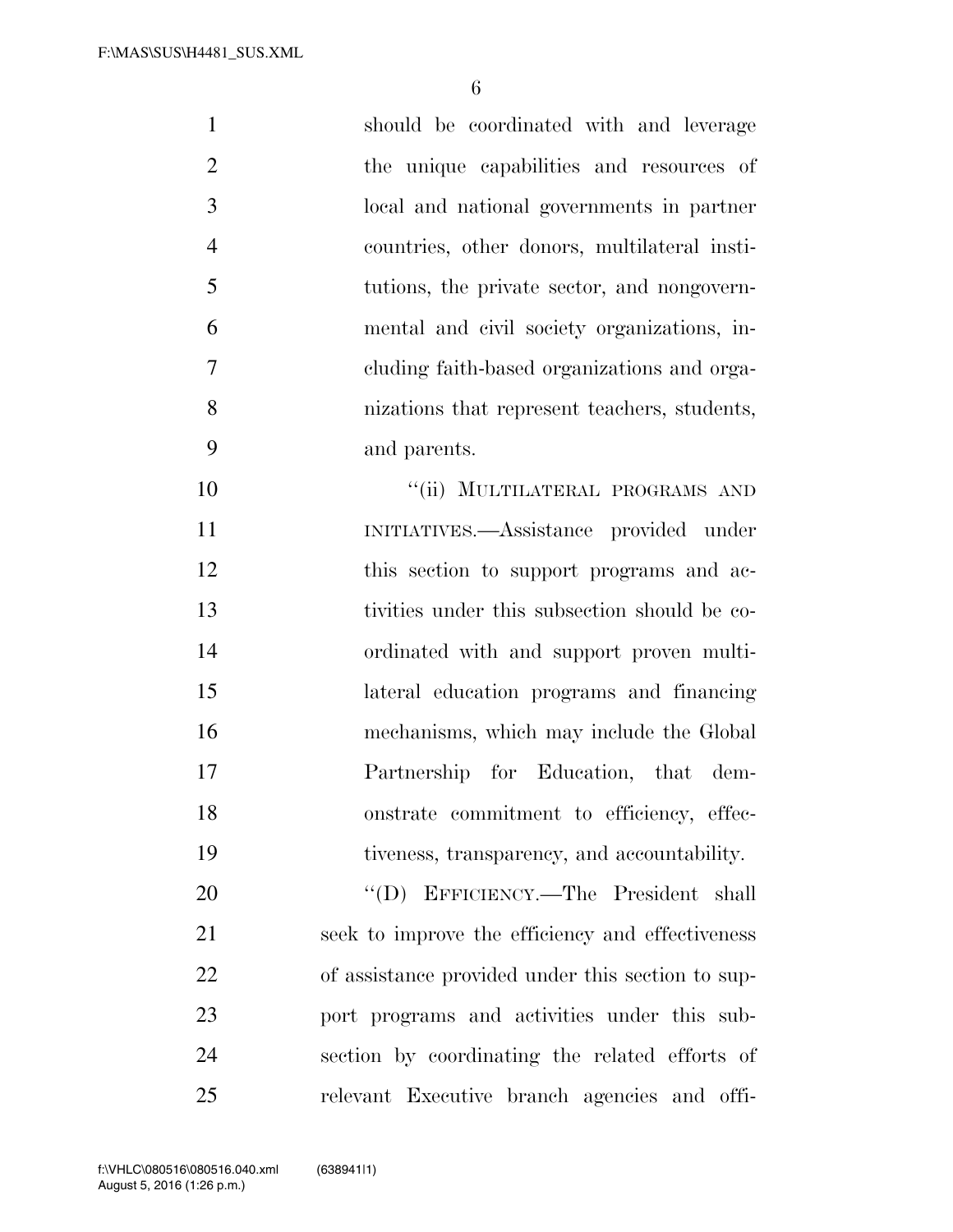should be coordinated with and leverage the unique capabilities and resources of local and national governments in partner countries, other donors, multilateral institutions, the private sector, and nongovernmental and civil society organizations, including faith-based organizations and organizations that represent teachers, students, and parents.

"(ii) MULTILATERAL PROGRAMS AND INITIATIVES.—Assistance provided under this section to support programs and activities under this subsection should be coordinated with and support proven multilateral education programs and financing mechanisms, which may include the Global Partnership for Education, that demonstrate commitment to efficiency, effectiveness, transparency, and accountability.

"(D) EFFICIENCY.—The President shall seek to improve the efficiency and effectiveness of assistance provided under this section to support programs and activities under this subsection by coordinating the related efforts of relevant Executive branch agencies and offi-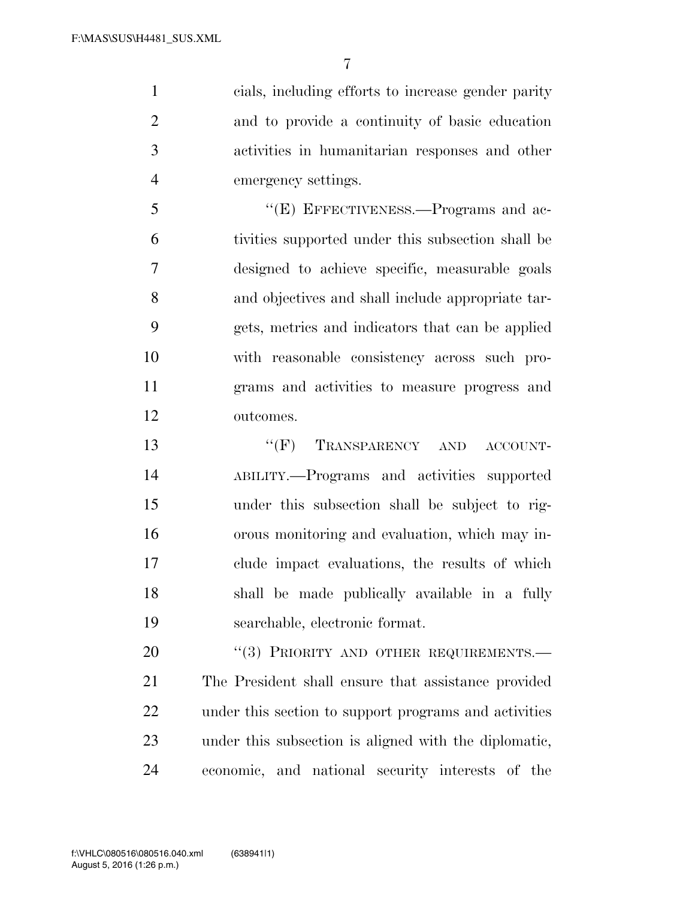cials, including efforts to increase gender parity and to provide a continuity of basic education activities in humanitarian responses and other emergency settings.

"(E) EFFECTIVENESS.—Programs and activities supported under this subsection shall be designed to achieve specific, measurable goals and objectives and shall include appropriate targets, metrics and indicators that can be applied with reasonable consistency across such programs and activities to measure progress and outcomes.

"(F) TRANSPARENCY AND ACCOUNTABILITY.—Programs and activities supported under this subsection shall be subject to rigorous monitoring and evaluation, which may include impact evaluations, the results of which shall be made publically available in a fully searchable, electronic format.

"(3) PRIORITY AND OTHER REQUIREMENTS.—The President shall ensure that assistance provided under this section to support programs and activities under this subsection is aligned with the diplomatic, economic, and national security interests of the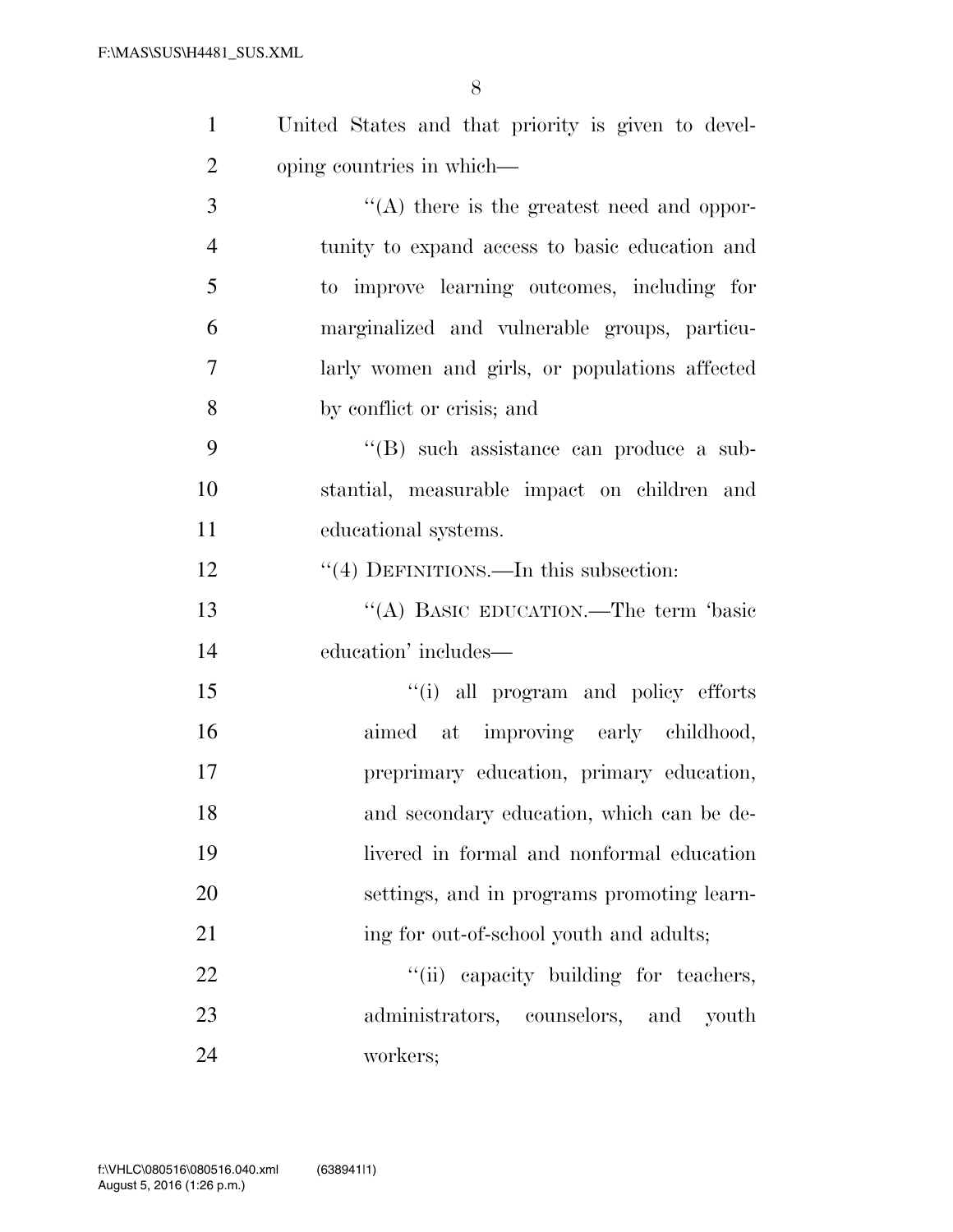United States and that priority is given to developing countries in which—

"(A) there is the greatest need and opportunity to expand access to basic education and to improve learning outcomes, including for marginalized and vulnerable groups, particularly women and girls, or populations affected by conflict or crisis; and

"(B) such assistance can produce a substantial, measurable impact on children and educational systems.

"(4) DEFINITIONS.—In this subsection:

"(A) BASIC EDUCATION.—The term 'basic education' includes—

"(i) all program and policy efforts aimed at improving early childhood, preprimary education, primary education, and secondary education, which can be delivered in formal and nonformal education settings, and in programs promoting learning for out-of-school youth and adults;

"(ii) capacity building for teachers, administrators, counselors, and youth workers;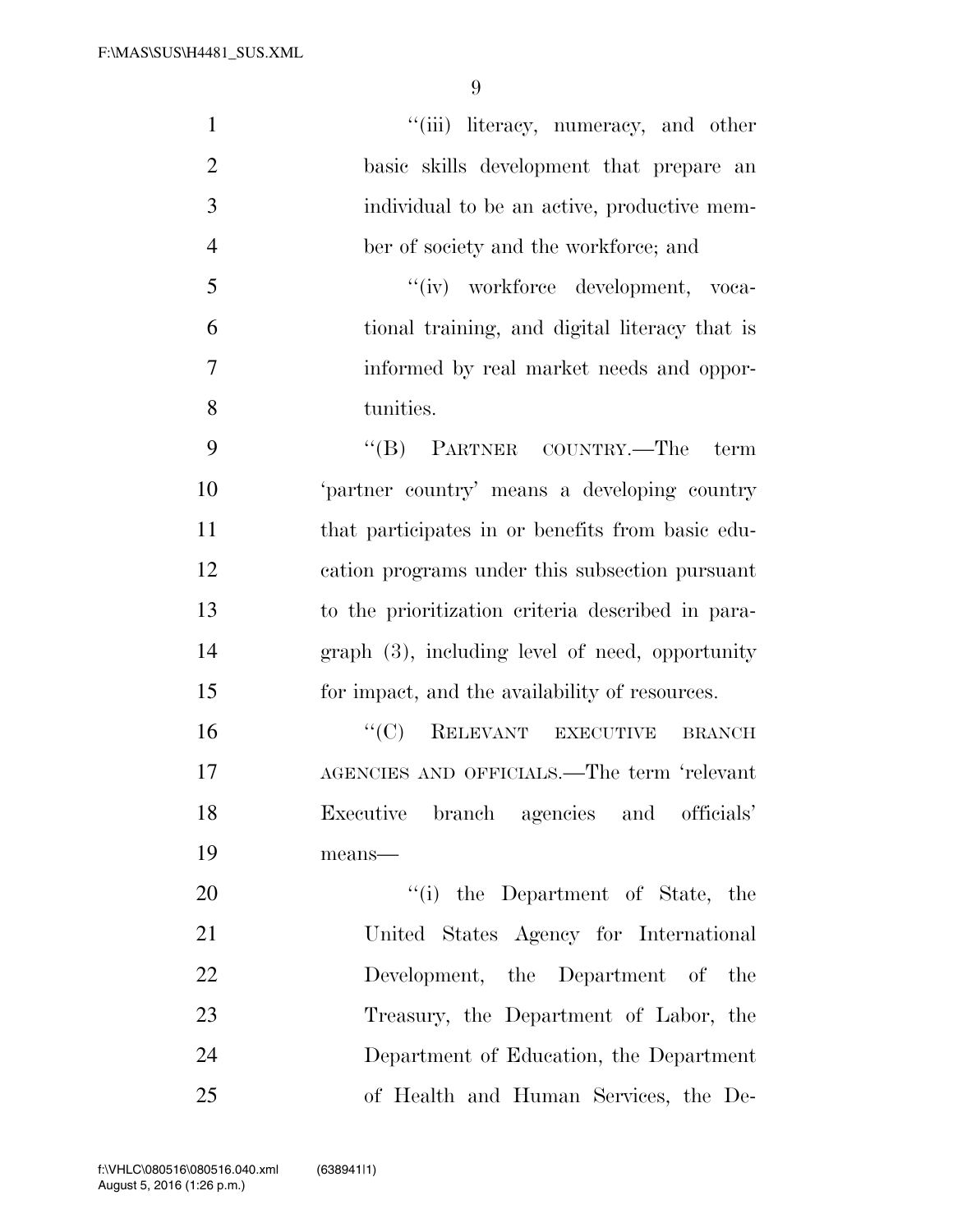"(iii) literacy, numeracy, and other basic skills development that prepare an individual to be an active, productive member of society and the workforce; and

"(iv) workforce development, vocational training, and digital literacy that is informed by real market needs and opportunities.

"(B) PARTNER COUNTRY.—The term 'partner country' means a developing country that participates in or benefits from basic education programs under this subsection pursuant to the prioritization criteria described in paragraph (3), including level of need, opportunity for impact, and the availability of resources.

"(C) RELEVANT EXECUTIVE BRANCH AGENCIES AND OFFICIALS.—The term 'relevant Executive branch agencies and officials' means—

"(i) the Department of State, the United States Agency for International Development, the Department of the Treasury, the Department of Labor, the Department of Education, the Department of Health and Human Services, the De-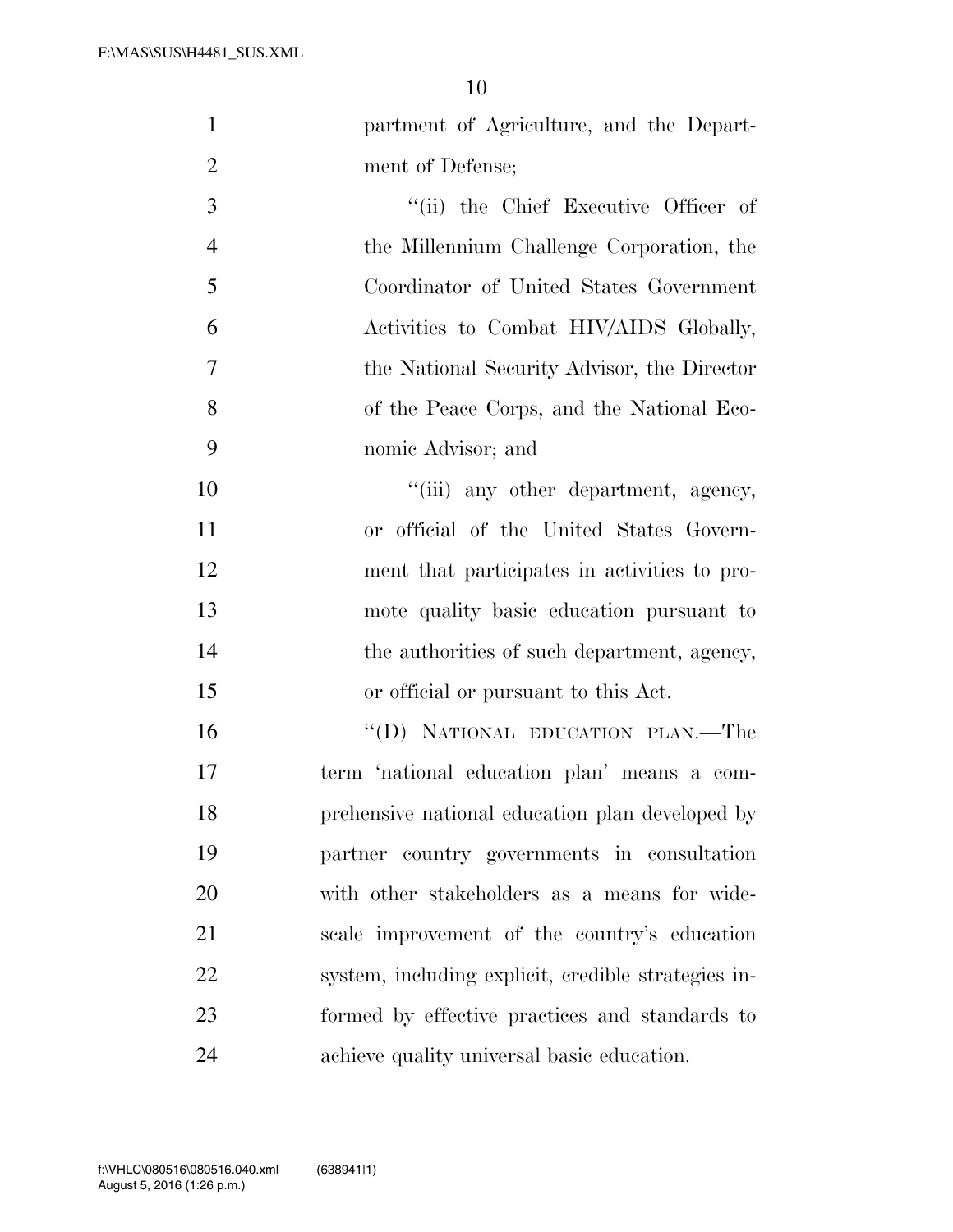partment of Agriculture, and the Department of Defense;

''(ii) the Chief Executive Officer of the Millennium Challenge Corporation, the Coordinator of United States Government Activities to Combat HIV/AIDS Globally, the National Security Advisor, the Director of the Peace Corps, and the National Economic Advisor; and

''(iii) any other department, agency, or official of the United States Government that participates in activities to promote quality basic education pursuant to the authorities of such department, agency, or official or pursuant to this Act.

''(D) NATIONAL EDUCATION PLAN.—The term 'national education plan' means a comprehensive national education plan developed by partner country governments in consultation with other stakeholders as a means for wide-scale improvement of the country's education system, including explicit, credible strategies informed by effective practices and standards to achieve quality universal basic education.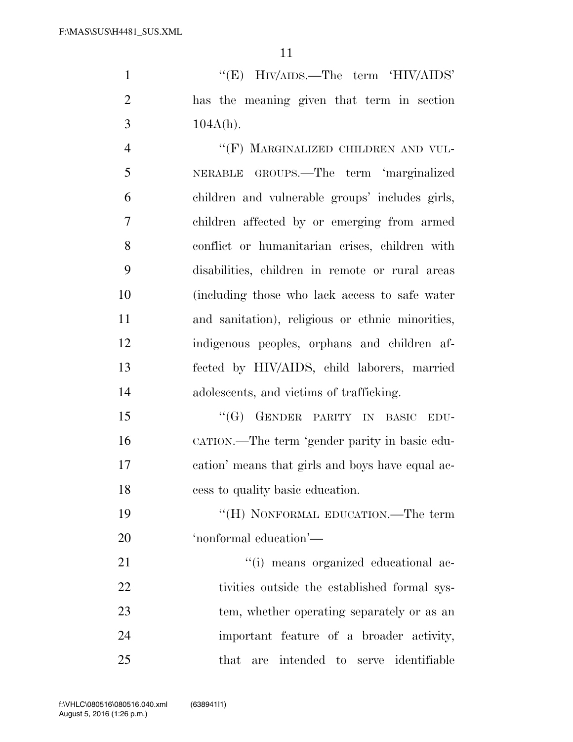''(E) HIV/AIDS.—The term 'HIV/AIDS' has the meaning given that term in section 104A(h).

''(F) MARGINALIZED CHILDREN AND VULNERABLE GROUPS.—The term 'marginalized children and vulnerable groups' includes girls, children affected by or emerging from armed conflict or humanitarian crises, children with disabilities, children in remote or rural areas (including those who lack access to safe water and sanitation), religious or ethnic minorities, indigenous peoples, orphans and children affected by HIV/AIDS, child laborers, married adolescents, and victims of trafficking.

''(G) GENDER PARITY IN BASIC EDUCATION.—The term 'gender parity in basic education' means that girls and boys have equal access to quality basic education.

''(H) NONFORMAL EDUCATION.—The term 'nonformal education'—

''(i) means organized educational activities outside the established formal system, whether operating separately or as an important feature of a broader activity, that are intended to serve identifiable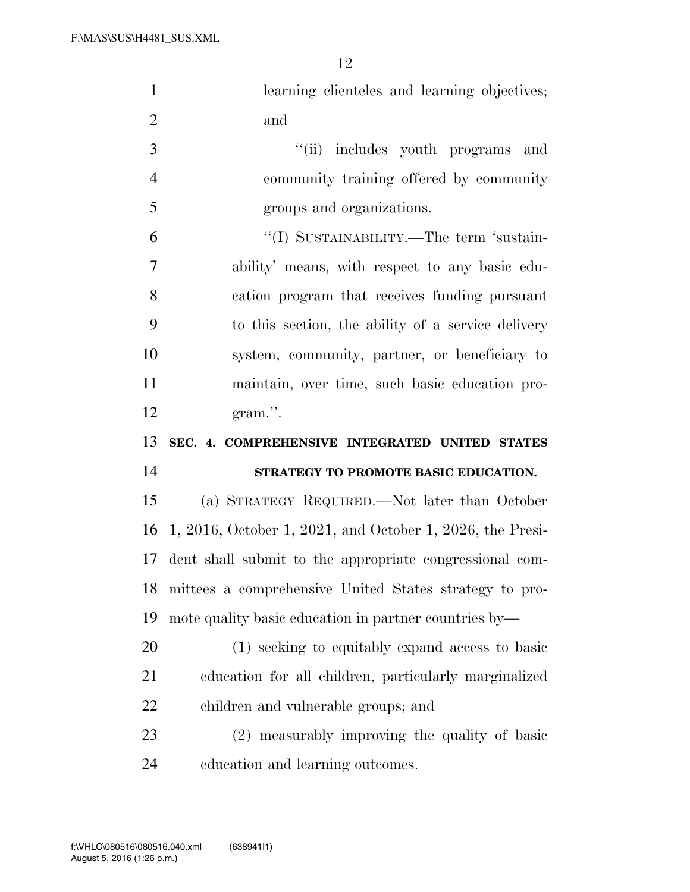learning clienteles and learning objectives; and

''(ii) includes youth programs and community training offered by community groups and organizations.

''(I) SUSTAINABILITY.—The term 'sustainability' means, with respect to any basic education program that receives funding pursuant to this section, the ability of a service delivery system, community, partner, or beneficiary to maintain, over time, such basic education program.''.

## SEC. 4. COMPREHENSIVE INTEGRATED UNITED STATES STRATEGY TO PROMOTE BASIC EDUCATION.

(a) STRATEGY REQUIRED.—Not later than October 1, 2016, October 1, 2021, and October 1, 2026, the President shall submit to the appropriate congressional committees a comprehensive United States strategy to promote quality basic education in partner countries by—

(1) seeking to equitably expand access to basic education for all children, particularly marginalized children and vulnerable groups; and

(2) measurably improving the quality of basic education and learning outcomes.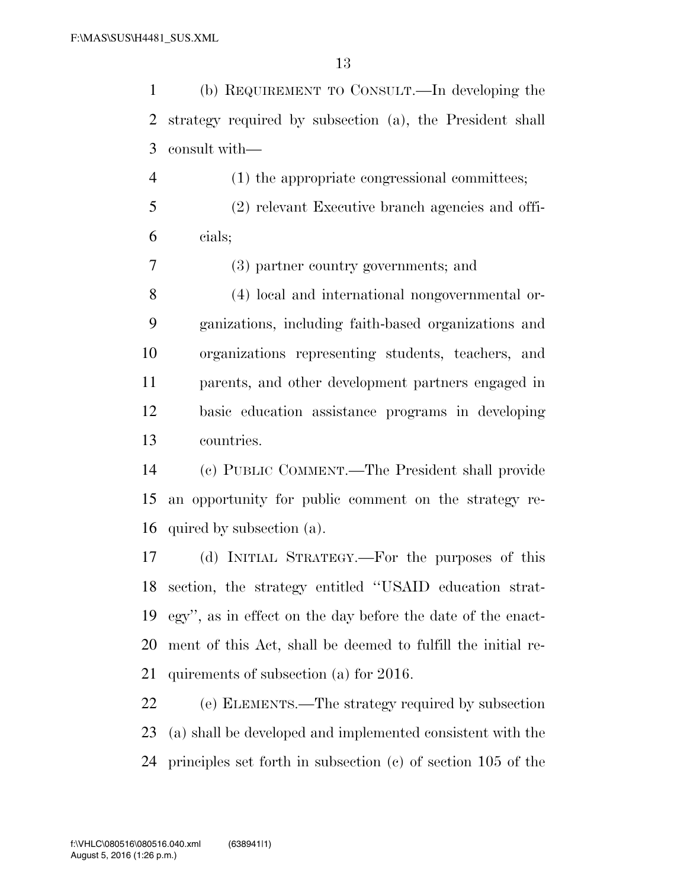(b) REQUIREMENT TO CONSULT.—In developing the strategy required by subsection (a), the President shall consult with—

(1) the appropriate congressional committees;

(2) relevant Executive branch agencies and officials;

(3) partner country governments; and

(4) local and international nongovernmental organizations, including faith-based organizations and organizations representing students, teachers, and parents, and other development partners engaged in basic education assistance programs in developing countries.

(c) PUBLIC COMMENT.—The President shall provide an opportunity for public comment on the strategy required by subsection (a).

(d) INITIAL STRATEGY.—For the purposes of this section, the strategy entitled ''USAID education strategy'', as in effect on the day before the date of the enactment of this Act, shall be deemed to fulfill the initial requirements of subsection (a) for 2016.

(e) ELEMENTS.—The strategy required by subsection (a) shall be developed and implemented consistent with the principles set forth in subsection (c) of section 105 of the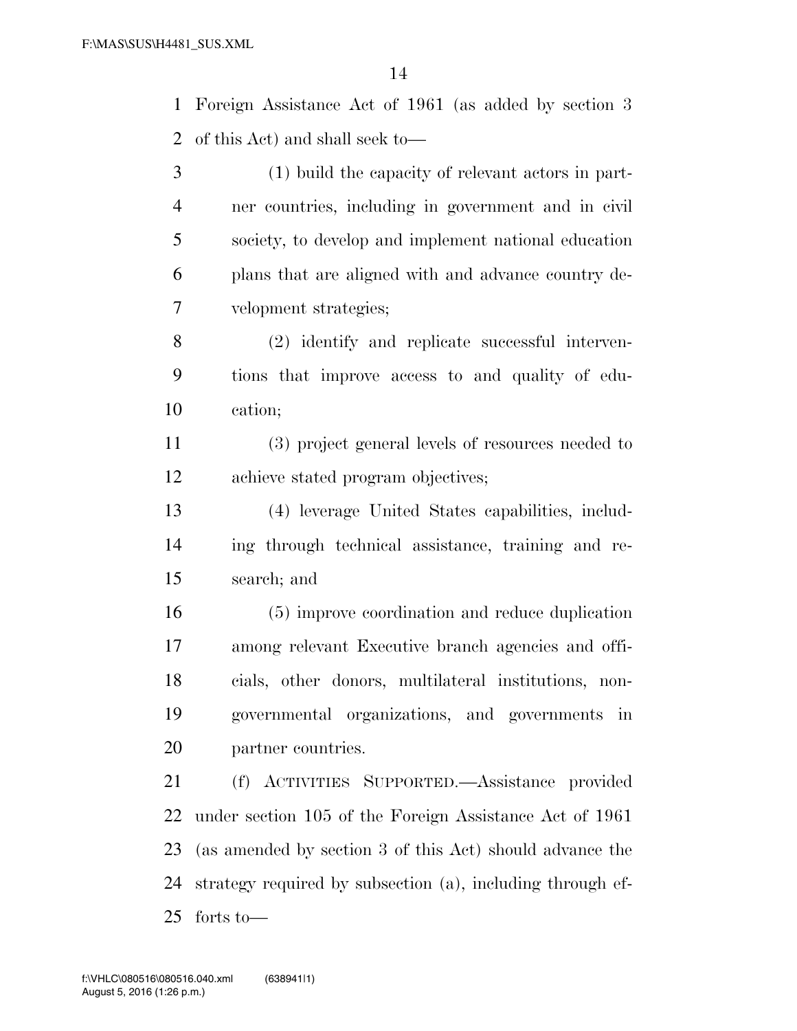Foreign Assistance Act of 1961 (as added by section 3 of this Act) and shall seek to—

(1) build the capacity of relevant actors in partner countries, including in government and in civil society, to develop and implement national education plans that are aligned with and advance country development strategies;

(2) identify and replicate successful interventions that improve access to and quality of education;

(3) project general levels of resources needed to achieve stated program objectives;

(4) leverage United States capabilities, including through technical assistance, training and research; and

(5) improve coordination and reduce duplication among relevant Executive branch agencies and officials, other donors, multilateral institutions, nongovernmental organizations, and governments in partner countries.

(f) ACTIVITIES SUPPORTED.—Assistance provided under section 105 of the Foreign Assistance Act of 1961 (as amended by section 3 of this Act) should advance the strategy required by subsection (a), including through efforts to—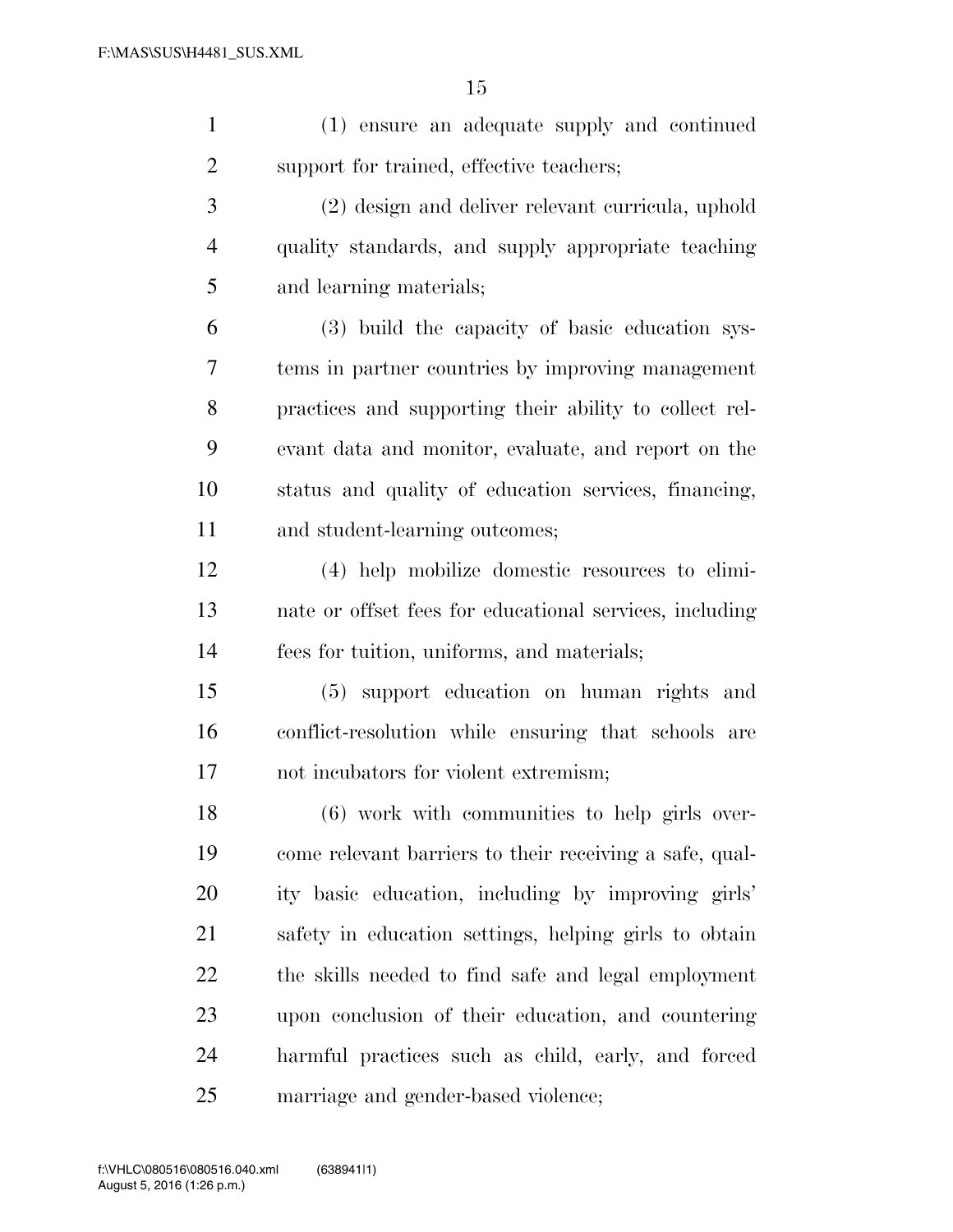(1) ensure an adequate supply and continued support for trained, effective teachers;

(2) design and deliver relevant curricula, uphold quality standards, and supply appropriate teaching and learning materials;

(3) build the capacity of basic education systems in partner countries by improving management practices and supporting their ability to collect relevant data and monitor, evaluate, and report on the status and quality of education services, financing, and student-learning outcomes;

(4) help mobilize domestic resources to eliminate or offset fees for educational services, including fees for tuition, uniforms, and materials;

(5) support education on human rights and conflict-resolution while ensuring that schools are not incubators for violent extremism;

(6) work with communities to help girls overcome relevant barriers to their receiving a safe, quality basic education, including by improving girls' safety in education settings, helping girls to obtain the skills needed to find safe and legal employment upon conclusion of their education, and countering harmful practices such as child, early, and forced marriage and gender-based violence;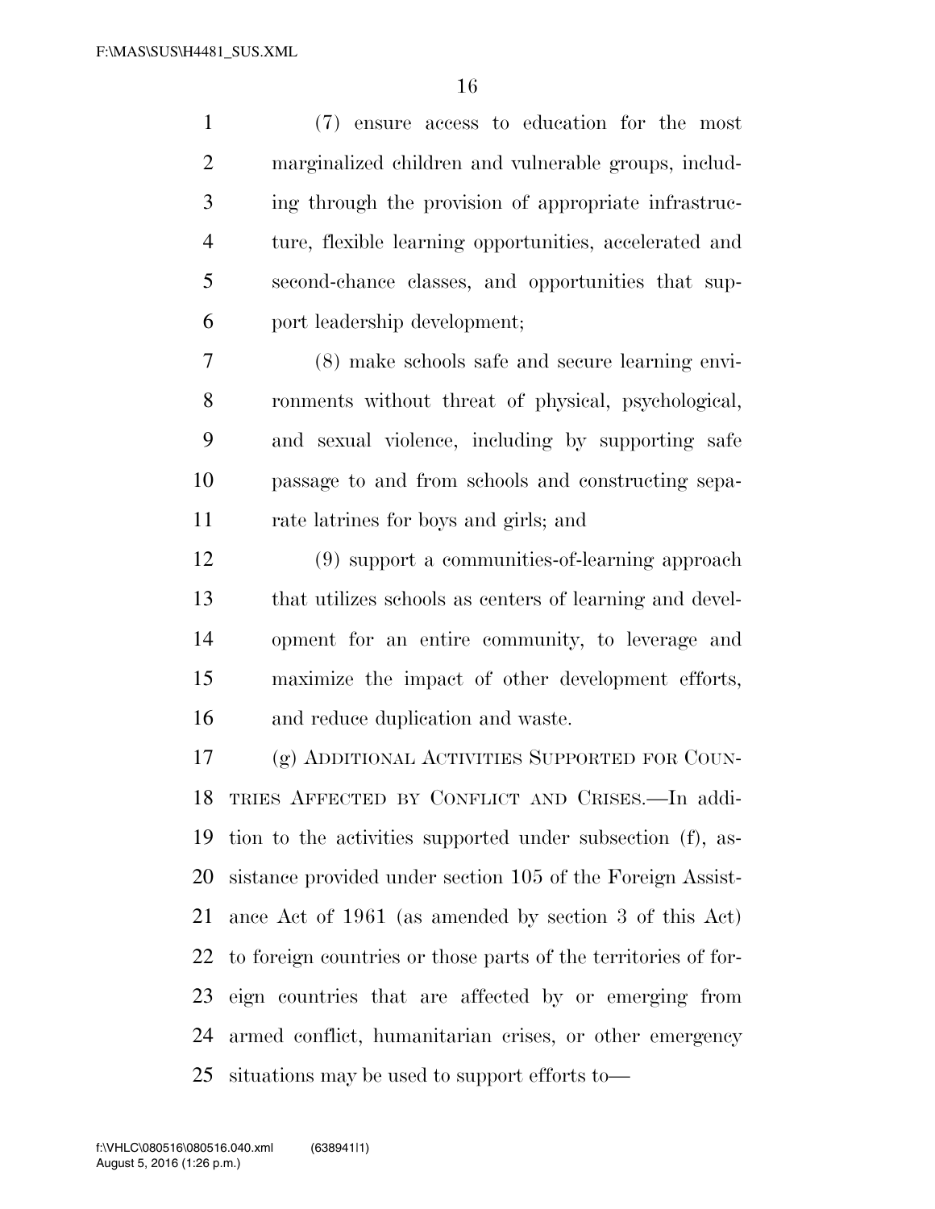(7) ensure access to education for the most marginalized children and vulnerable groups, including through the provision of appropriate infrastructure, flexible learning opportunities, accelerated and second-chance classes, and opportunities that support leadership development;

(8) make schools safe and secure learning environments without threat of physical, psychological, and sexual violence, including by supporting safe passage to and from schools and constructing separate latrines for boys and girls; and

(9) support a communities-of-learning approach that utilizes schools as centers of learning and development for an entire community, to leverage and maximize the impact of other development efforts, and reduce duplication and waste.

(g) ADDITIONAL ACTIVITIES SUPPORTED FOR COUNTRIES AFFECTED BY CONFLICT AND CRISES.—In addition to the activities supported under subsection (f), assistance provided under section 105 of the Foreign Assistance Act of 1961 (as amended by section 3 of this Act) to foreign countries or those parts of the territories of foreign countries that are affected by or emerging from armed conflict, humanitarian crises, or other emergency situations may be used to support efforts to—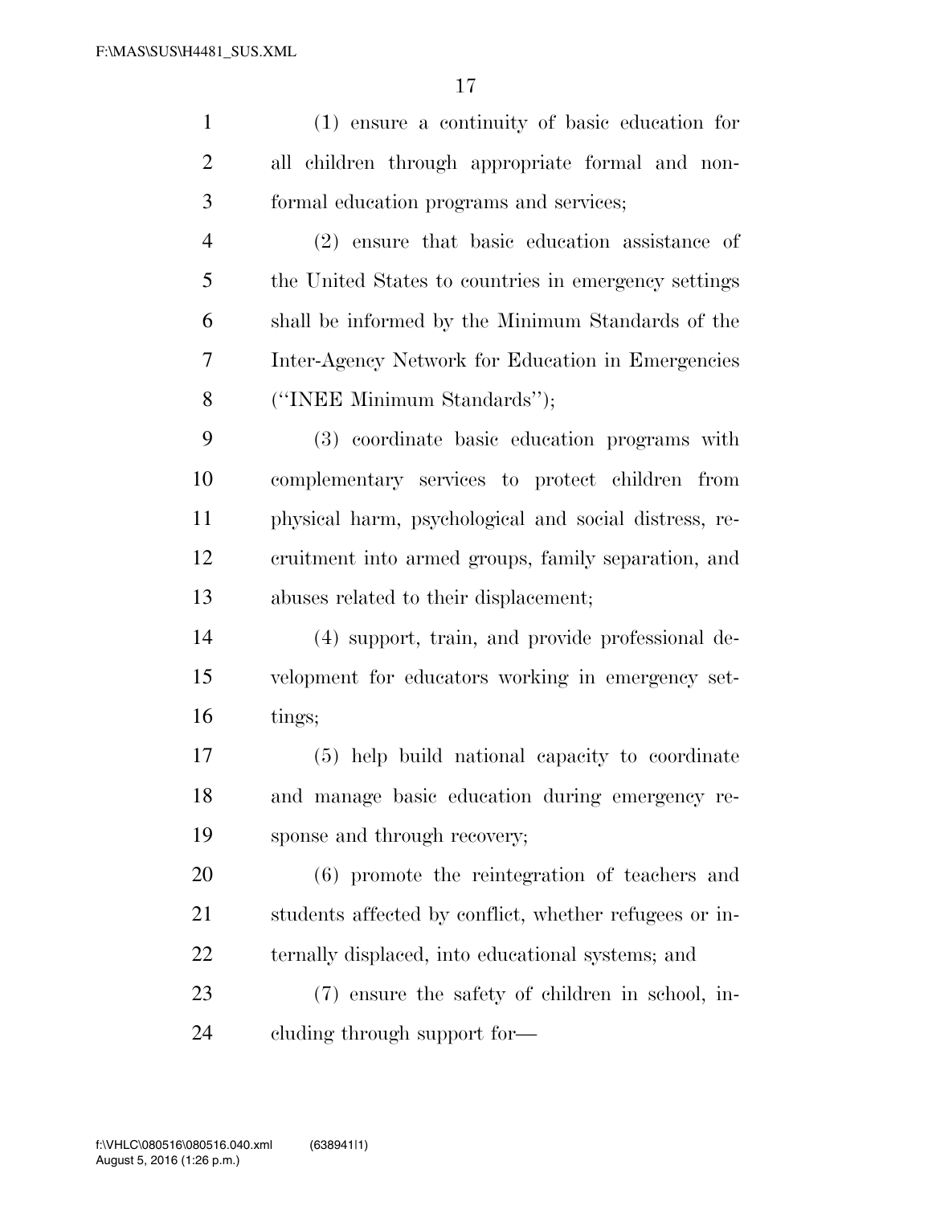(1) ensure a continuity of basic education for all children through appropriate formal and non-formal education programs and services;

(2) ensure that basic education assistance of the United States to countries in emergency settings shall be informed by the Minimum Standards of the Inter-Agency Network for Education in Emergencies (''INEE Minimum Standards'');

(3) coordinate basic education programs with complementary services to protect children from physical harm, psychological and social distress, recruitment into armed groups, family separation, and abuses related to their displacement;

(4) support, train, and provide professional development for educators working in emergency settings;

(5) help build national capacity to coordinate and manage basic education during emergency response and through recovery;

(6) promote the reintegration of teachers and students affected by conflict, whether refugees or internally displaced, into educational systems; and

(7) ensure the safety of children in school, including through support for—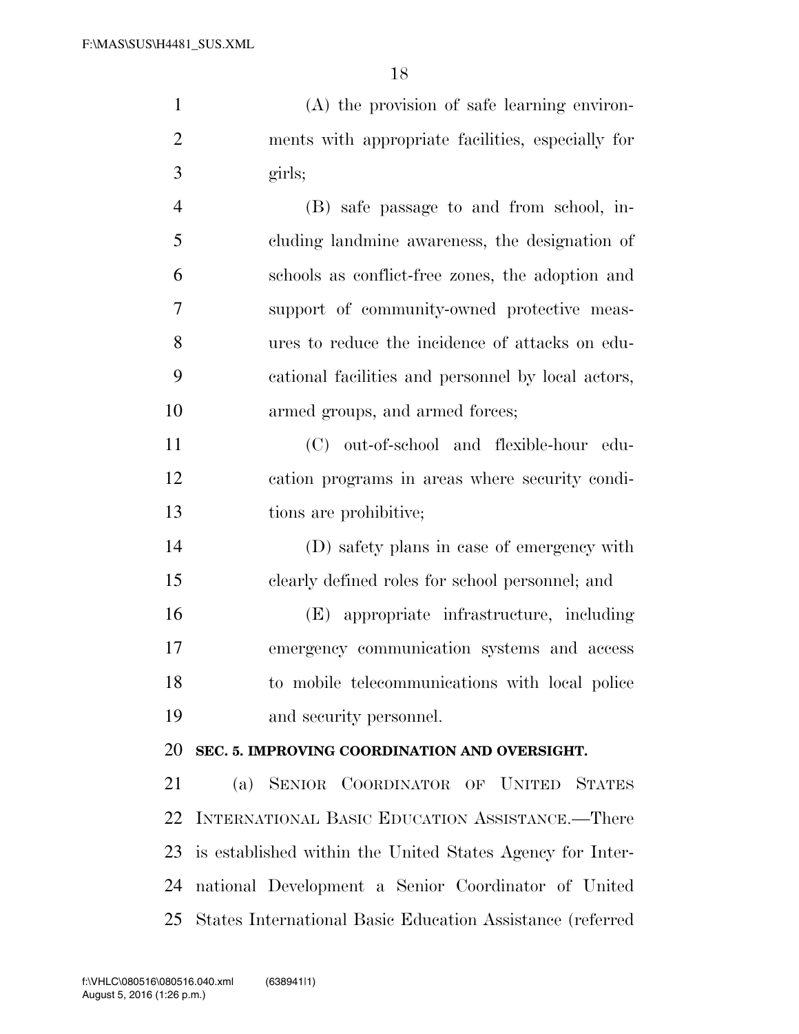(A) the provision of safe learning environments with appropriate facilities, especially for girls;

(B) safe passage to and from school, including landmine awareness, the designation of schools as conflict-free zones, the adoption and support of community-owned protective measures to reduce the incidence of attacks on educational facilities and personnel by local actors, armed groups, and armed forces;

(C) out-of-school and flexible-hour education programs in areas where security conditions are prohibitive;

(D) safety plans in case of emergency with clearly defined roles for school personnel; and

(E) appropriate infrastructure, including emergency communication systems and access to mobile telecommunications with local police and security personnel.

**SEC. 5. IMPROVING COORDINATION AND OVERSIGHT.**

(a) SENIOR COORDINATOR OF UNITED STATES INTERNATIONAL BASIC EDUCATION ASSISTANCE.—There is established within the United States Agency for International Development a Senior Coordinator of United States International Basic Education Assistance (referred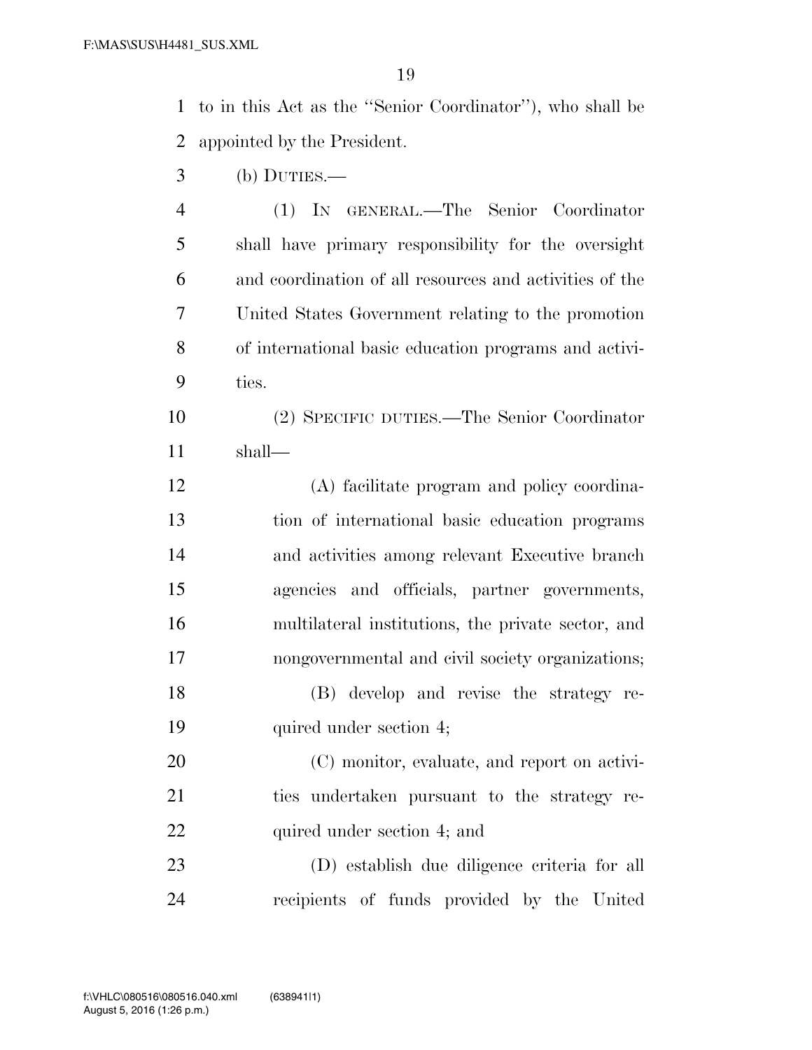to in this Act as the ''Senior Coordinator''), who shall be appointed by the President.

(b) DUTIES.—

(1) IN GENERAL.—The Senior Coordinator shall have primary responsibility for the oversight and coordination of all resources and activities of the United States Government relating to the promotion of international basic education programs and activities.

(2) SPECIFIC DUTIES.—The Senior Coordinator shall—

(A) facilitate program and policy coordination of international basic education programs and activities among relevant Executive branch agencies and officials, partner governments, multilateral institutions, the private sector, and nongovernmental and civil society organizations;

(B) develop and revise the strategy required under section 4;

(C) monitor, evaluate, and report on activities undertaken pursuant to the strategy required under section 4; and

(D) establish due diligence criteria for all recipients of funds provided by the United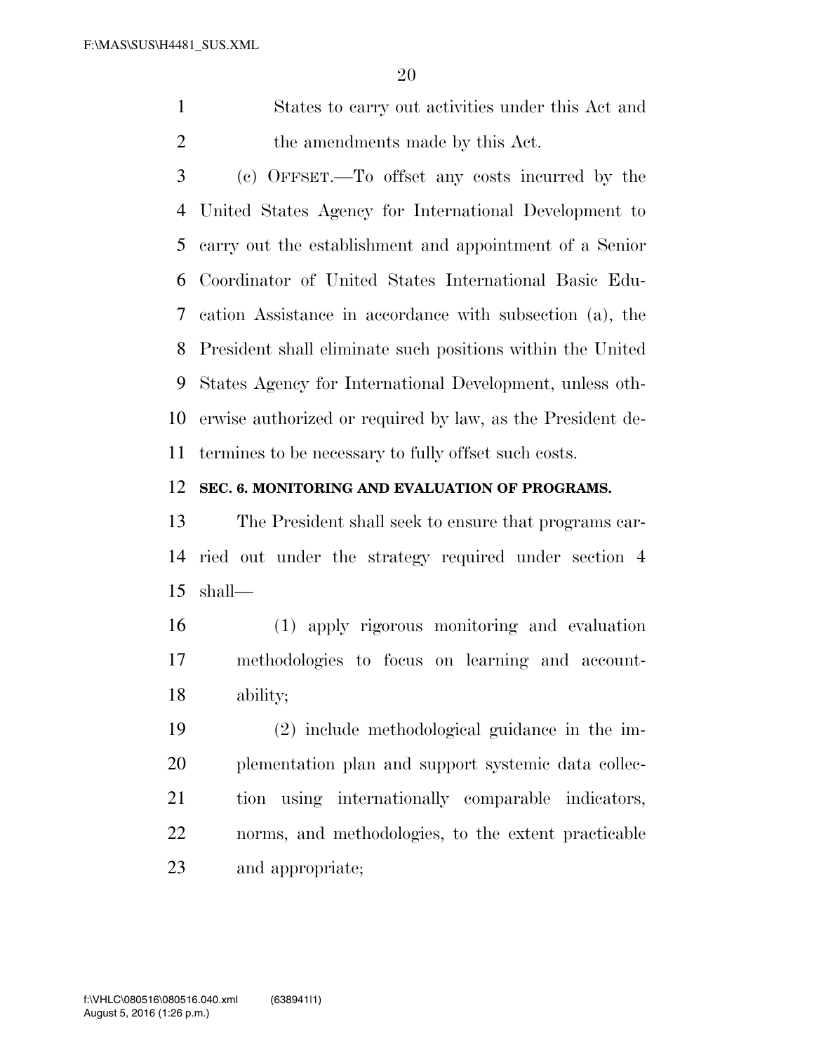States to carry out activities under this Act and the amendments made by this Act.

(c) OFFSET.—To offset any costs incurred by the United States Agency for International Development to carry out the establishment and appointment of a Senior Coordinator of United States International Basic Education Assistance in accordance with subsection (a), the President shall eliminate such positions within the United States Agency for International Development, unless otherwise authorized or required by law, as the President determines to be necessary to fully offset such costs.

**SEC. 6. MONITORING AND EVALUATION OF PROGRAMS.**

The President shall seek to ensure that programs carried out under the strategy required under section 4 shall—

(1) apply rigorous monitoring and evaluation methodologies to focus on learning and accountability;

(2) include methodological guidance in the implementation plan and support systemic data collection using internationally comparable indicators, norms, and methodologies, to the extent practicable and appropriate;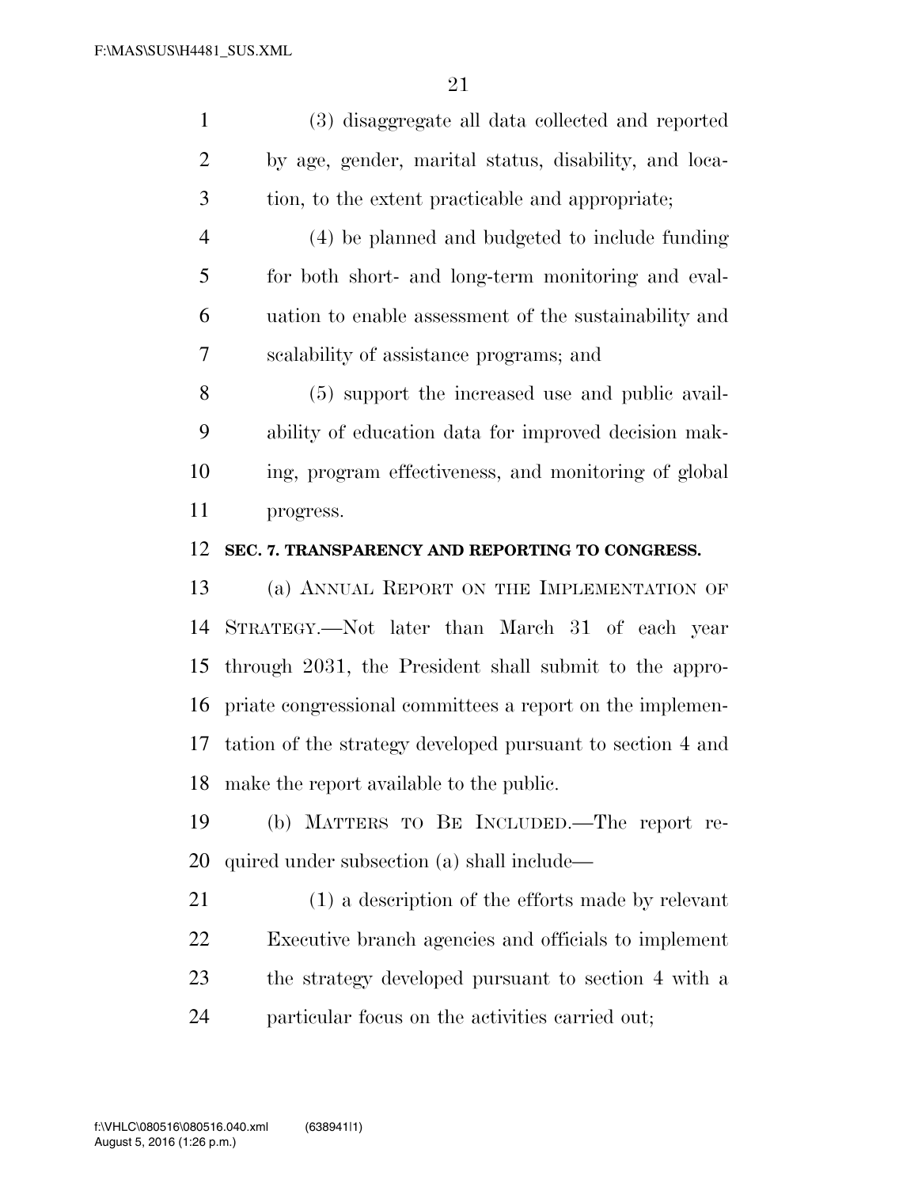(3) disaggregate all data collected and reported by age, gender, marital status, disability, and location, to the extent practicable and appropriate;

(4) be planned and budgeted to include funding for both short- and long-term monitoring and evaluation to enable assessment of the sustainability and scalability of assistance programs; and

(5) support the increased use and public availability of education data for improved decision making, program effectiveness, and monitoring of global progress.

**SEC. 7. TRANSPARENCY AND REPORTING TO CONGRESS.**

(a) ANNUAL REPORT ON THE IMPLEMENTATION OF STRATEGY.—Not later than March 31 of each year through 2031, the President shall submit to the appropriate congressional committees a report on the implementation of the strategy developed pursuant to section 4 and make the report available to the public.

(b) MATTERS TO BE INCLUDED.—The report required under subsection (a) shall include—

(1) a description of the efforts made by relevant Executive branch agencies and officials to implement the strategy developed pursuant to section 4 with a particular focus on the activities carried out;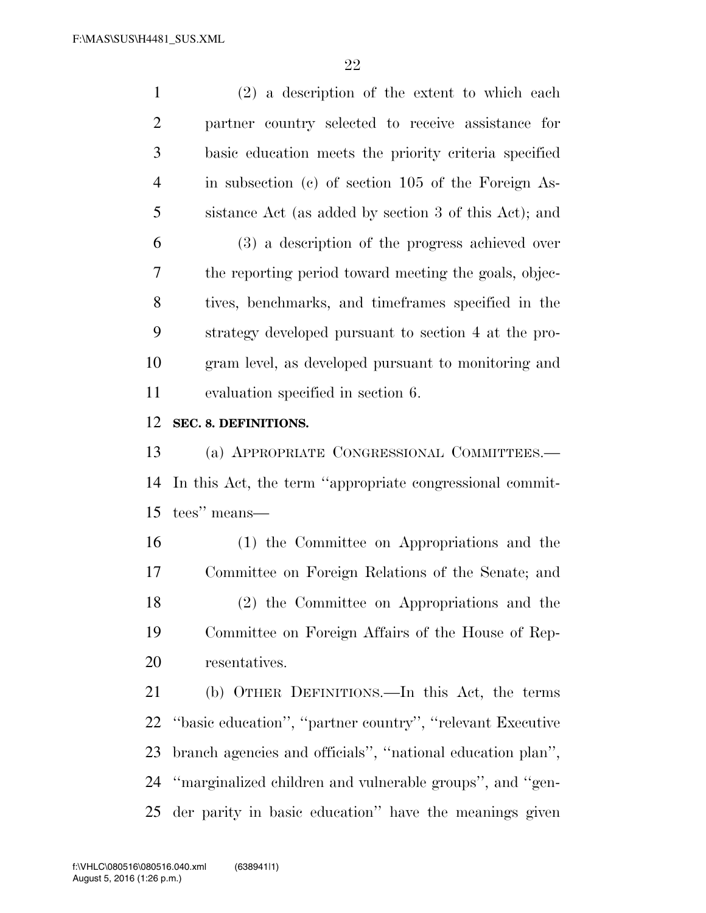(2) a description of the extent to which each partner country selected to receive assistance for basic education meets the priority criteria specified in subsection (c) of section 105 of the Foreign Assistance Act (as added by section 3 of this Act); and

(3) a description of the progress achieved over the reporting period toward meeting the goals, objectives, benchmarks, and timeframes specified in the strategy developed pursuant to section 4 at the program level, as developed pursuant to monitoring and evaluation specified in section 6.

**SEC. 8. DEFINITIONS.**

(a) APPROPRIATE CONGRESSIONAL COMMITTEES.—In this Act, the term ''appropriate congressional committees'' means—

(1) the Committee on Appropriations and the Committee on Foreign Relations of the Senate; and

(2) the Committee on Appropriations and the Committee on Foreign Affairs of the House of Representatives.

(b) OTHER DEFINITIONS.—In this Act, the terms ''basic education'', ''partner country'', ''relevant Executive branch agencies and officials'', ''national education plan'', ''marginalized children and vulnerable groups'', and ''gender parity in basic education'' have the meanings given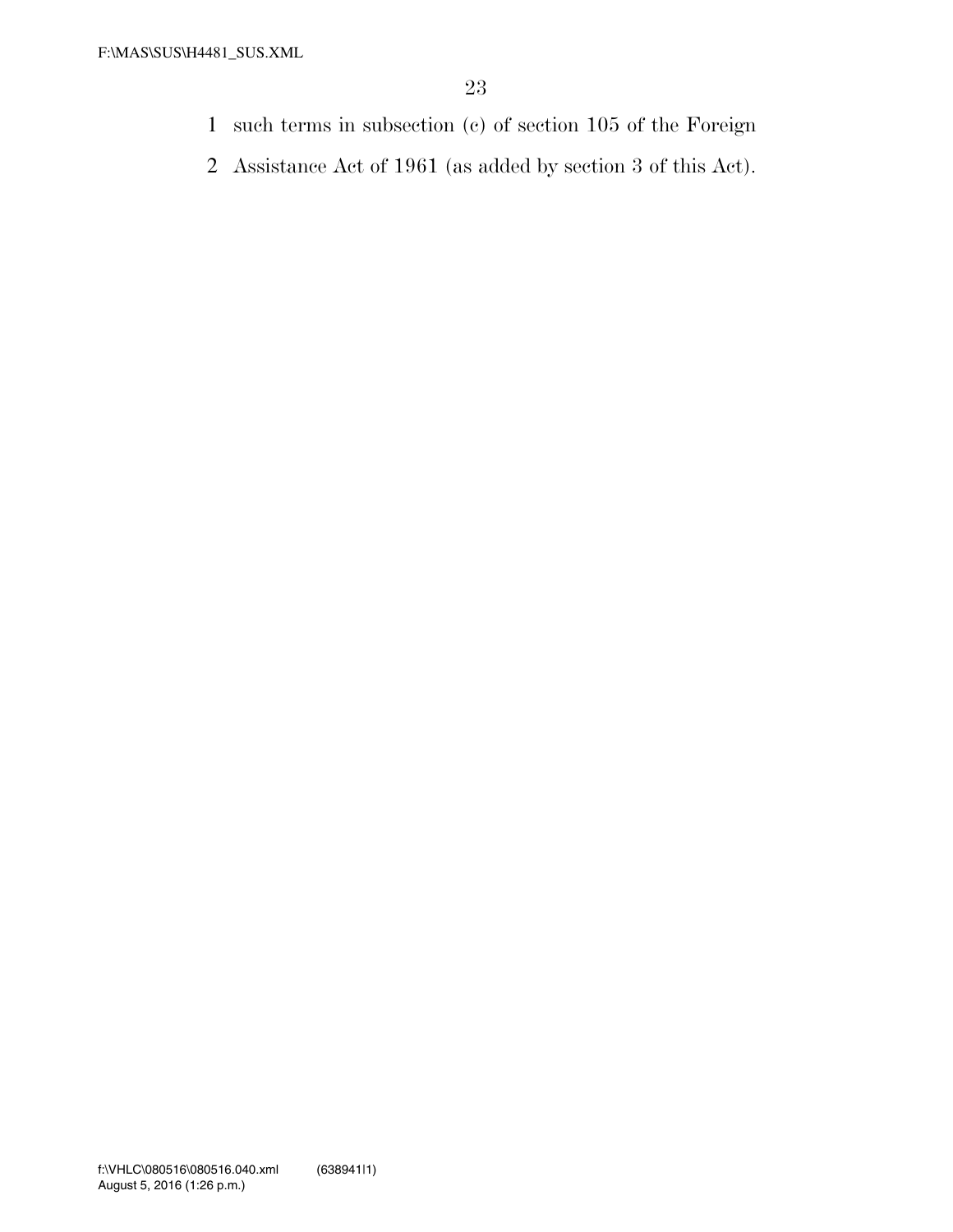such terms in subsection (c) of section 105 of the Foreign Assistance Act of 1961 (as added by section 3 of this Act).